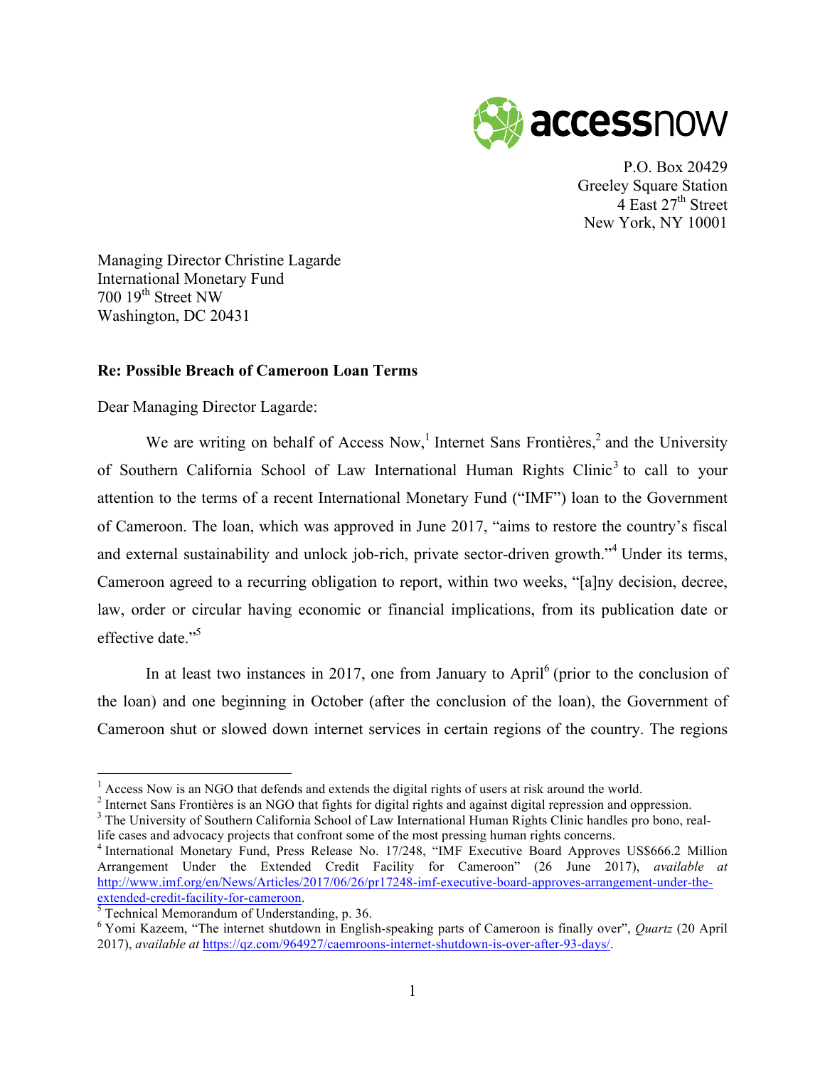accessnow

P.O. Box 20429
Greeley Square Station
4 East 27th Street
New York, NY 10001

Managing Director Christine Lagarde
International Monetary Fund
700 19th Street NW
Washington, DC 20431

**Re: Possible Breach of Cameroon Loan Terms**

Dear Managing Director Lagarde:

We are writing on behalf of Access Now,[1] Internet Sans Frontières,[2] and the University of Southern California School of Law International Human Rights Clinic[3] to call to your attention to the terms of a recent International Monetary Fund ("IMF") loan to the Government of Cameroon. The loan, which was approved in June 2017, "aims to restore the country's fiscal and external sustainability and unlock job-rich, private sector-driven growth."[4] Under its terms, Cameroon agreed to a recurring obligation to report, within two weeks, "[a]ny decision, decree, law, order or circular having economic or financial implications, from its publication date or effective date."[5]

In at least two instances in 2017, one from January to April[6] (prior to the conclusion of the loan) and one beginning in October (after the conclusion of the loan), the Government of Cameroon shut or slowed down internet services in certain regions of the country. The regions

---

[1] Access Now is an NGO that defends and extends the digital rights of users at risk around the world.

[2] Internet Sans Frontières is an NGO that fights for digital rights and against digital repression and oppression.

[3] The University of Southern California School of Law International Human Rights Clinic handles pro bono, real-life cases and advocacy projects that confront some of the most pressing human rights concerns.

[4] International Monetary Fund, Press Release No. 17/248, "IMF Executive Board Approves US$666.2 Million Arrangement Under the Extended Credit Facility for Cameroon" (26 June 2017), *available at* http://www.imf.org/en/News/Articles/2017/06/26/pr17248-imf-executive-board-approves-arrangement-under-the-extended-credit-facility-for-cameroon.

[5] Technical Memorandum of Understanding, p. 36.

[6] Yomi Kazeem, "The internet shutdown in English-speaking parts of Cameroon is finally over", *Quartz* (20 April 2017), *available at* https://qz.com/964927/caemroons-internet-shutdown-is-over-after-93-days/.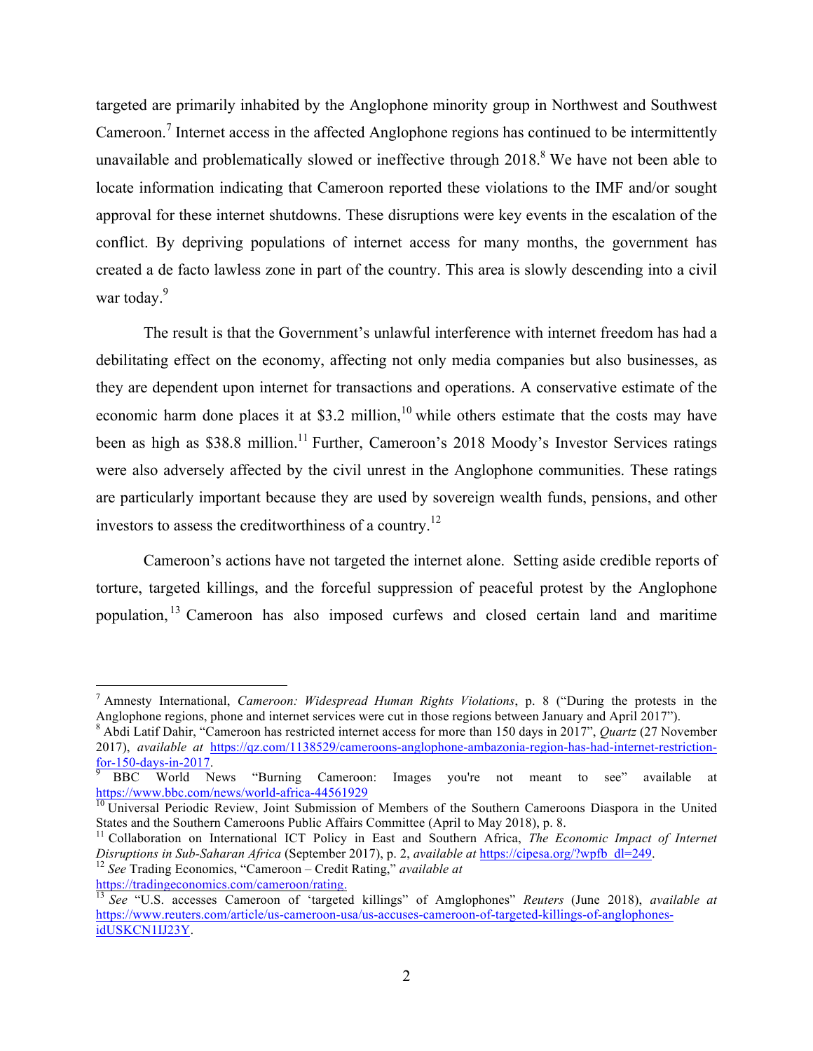targeted are primarily inhabited by the Anglophone minority group in Northwest and Southwest Cameroon.[7] Internet access in the affected Anglophone regions has continued to be intermittently unavailable and problematically slowed or ineffective through 2018.[8] We have not been able to locate information indicating that Cameroon reported these violations to the IMF and/or sought approval for these internet shutdowns. These disruptions were key events in the escalation of the conflict. By depriving populations of internet access for many months, the government has created a de facto lawless zone in part of the country. This area is slowly descending into a civil war today.[9]

The result is that the Government's unlawful interference with internet freedom has had a debilitating effect on the economy, affecting not only media companies but also businesses, as they are dependent upon internet for transactions and operations. A conservative estimate of the economic harm done places it at $3.2 million,[10] while others estimate that the costs may have been as high as $38.8 million.[11] Further, Cameroon's 2018 Moody's Investor Services ratings were also adversely affected by the civil unrest in the Anglophone communities. These ratings are particularly important because they are used by sovereign wealth funds, pensions, and other investors to assess the creditworthiness of a country.[12]

Cameroon's actions have not targeted the internet alone. Setting aside credible reports of torture, targeted killings, and the forceful suppression of peaceful protest by the Anglophone population,[13] Cameroon has also imposed curfews and closed certain land and maritime

---

[7] Amnesty International, *Cameroon: Widespread Human Rights Violations*, p. 8 ("During the protests in the Anglophone regions, phone and internet services were cut in those regions between January and April 2017").

[8] Abdi Latif Dahir, "Cameroon has restricted internet access for more than 150 days in 2017", *Quartz* (27 November 2017), *available at* https://qz.com/1138529/cameroons-anglophone-ambazonia-region-has-had-internet-restriction-for-150-days-in-2017.

[9] BBC World News "Burning Cameroon: Images you're not meant to see" available at https://www.bbc.com/news/world-africa-44561929

[10] Universal Periodic Review, Joint Submission of Members of the Southern Cameroons Diaspora in the United States and the Southern Cameroons Public Affairs Committee (April to May 2018), p. 8.

[11] Collaboration on International ICT Policy in East and Southern Africa, *The Economic Impact of Internet Disruptions in Sub-Saharan Africa* (September 2017), p. 2, *available at* https://cipesa.org/?wpfb_dl=249.

[12] *See* Trading Economics, "Cameroon – Credit Rating," *available at* https://tradingeconomics.com/cameroon/rating.

[13] *See* "U.S. accesses Cameroon of 'targeted killings" of Amglophones" *Reuters* (June 2018), *available at* https://www.reuters.com/article/us-cameroon-usa/us-accuses-cameroon-of-targeted-killings-of-anglophones-idUSKCN1IJ23Y.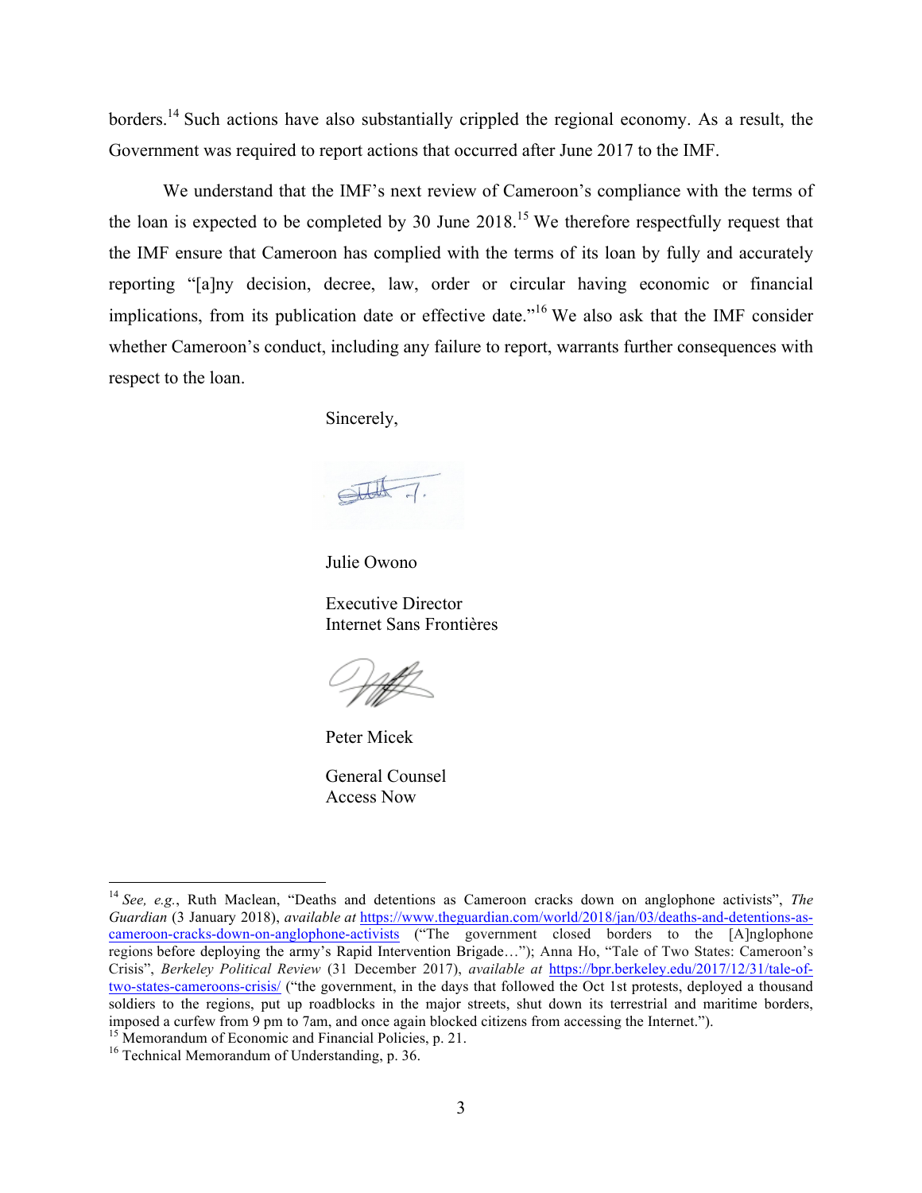borders.[14] Such actions have also substantially crippled the regional economy. As a result, the Government was required to report actions that occurred after June 2017 to the IMF.

We understand that the IMF's next review of Cameroon's compliance with the terms of the loan is expected to be completed by 30 June 2018.[15] We therefore respectfully request that the IMF ensure that Cameroon has complied with the terms of its loan by fully and accurately reporting "[a]ny decision, decree, law, order or circular having economic or financial implications, from its publication date or effective date."[16] We also ask that the IMF consider whether Cameroon's conduct, including any failure to report, warrants further consequences with respect to the loan.

Sincerely,

Julie Owono

Executive Director
Internet Sans Frontières

Peter Micek

General Counsel
Access Now

---

[14] *See, e.g.*, Ruth Maclean, "Deaths and detentions as Cameroon cracks down on anglophone activists", *The Guardian* (3 January 2018), *available at* https://www.theguardian.com/world/2018/jan/03/deaths-and-detentions-as-cameroon-cracks-down-on-anglophone-activists ("The government closed borders to the [A]nglophone regions before deploying the army's Rapid Intervention Brigade…"); Anna Ho, "Tale of Two States: Cameroon's Crisis", *Berkeley Political Review* (31 December 2017), *available at* https://bpr.berkeley.edu/2017/12/31/tale-of-two-states-cameroons-crisis/ ("the government, in the days that followed the Oct 1st protests, deployed a thousand soldiers to the regions, put up roadblocks in the major streets, shut down its terrestrial and maritime borders, imposed a curfew from 9 pm to 7am, and once again blocked citizens from accessing the Internet.").

[15] Memorandum of Economic and Financial Policies, p. 21.

[16] Technical Memorandum of Understanding, p. 36.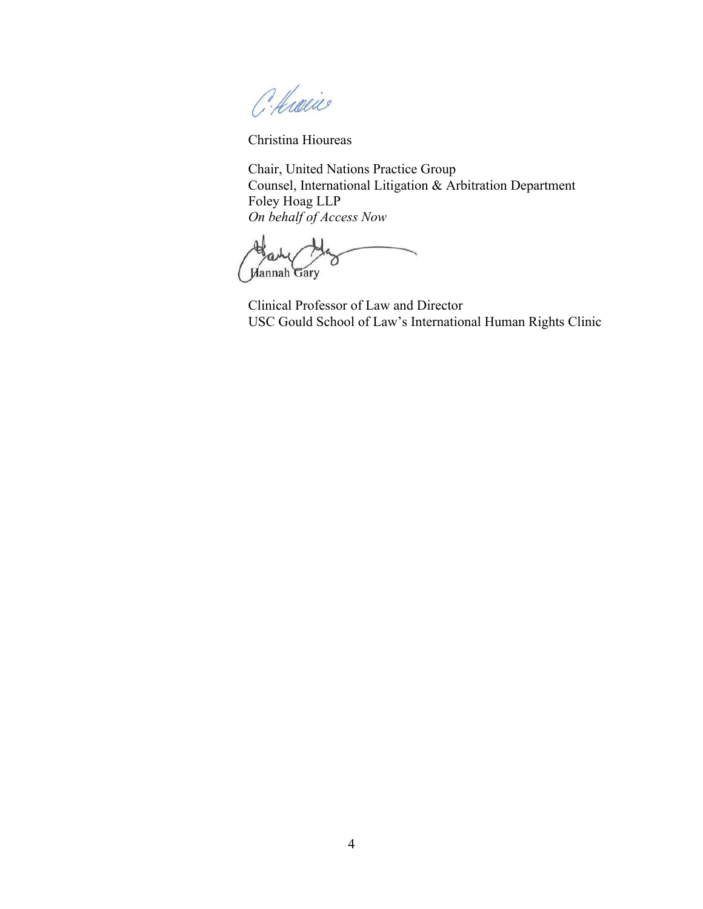Christina Hioureas

Chair, United Nations Practice Group
Counsel, International Litigation & Arbitration Department
Foley Hoag LLP
*On behalf of Access Now*

Hannah Gary

Clinical Professor of Law and Director
USC Gould School of Law's International Human Rights Clinic